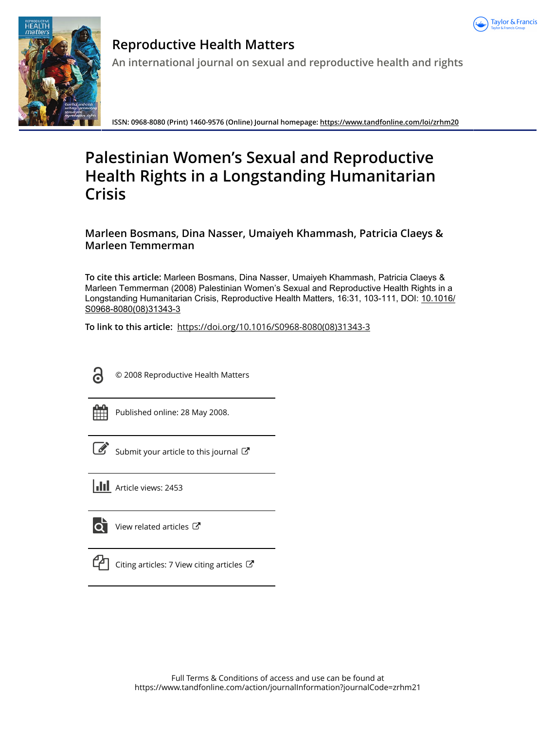# Reproductive Health Matters

An international journal on sexual and reproductive health and rights

ISSN: 0968-8080 (Print) 1460-9576 (Online) Journal homepage: https://www.tandfonline.com/loi/zrhm20

# Palestinian Women's Sexual and Reproductive Health Rights in a Longstanding Humanitarian Crisis

**Marleen Bosmans, Dina Nasser, Umaiyeh Khammash, Patricia Claeys & Marleen Temmerman**

**To cite this article:** Marleen Bosmans, Dina Nasser, Umaiyeh Khammash, Patricia Claeys & Marleen Temmerman (2008) Palestinian Women's Sexual and Reproductive Health Rights in a Longstanding Humanitarian Crisis, Reproductive Health Matters, 16:31, 103-111, DOI: 10.1016/S0968-8080(08)31343-3

**To link to this article:** https://doi.org/10.1016/S0968-8080(08)31343-3

© 2008 Reproductive Health Matters

Published online: 28 May 2008.

Submit your article to this journal

Article views: 2453

View related articles

Citing articles: 7 View citing articles

Full Terms & Conditions of access and use can be found at https://www.tandfonline.com/action/journalInformation?journalCode=zrhm21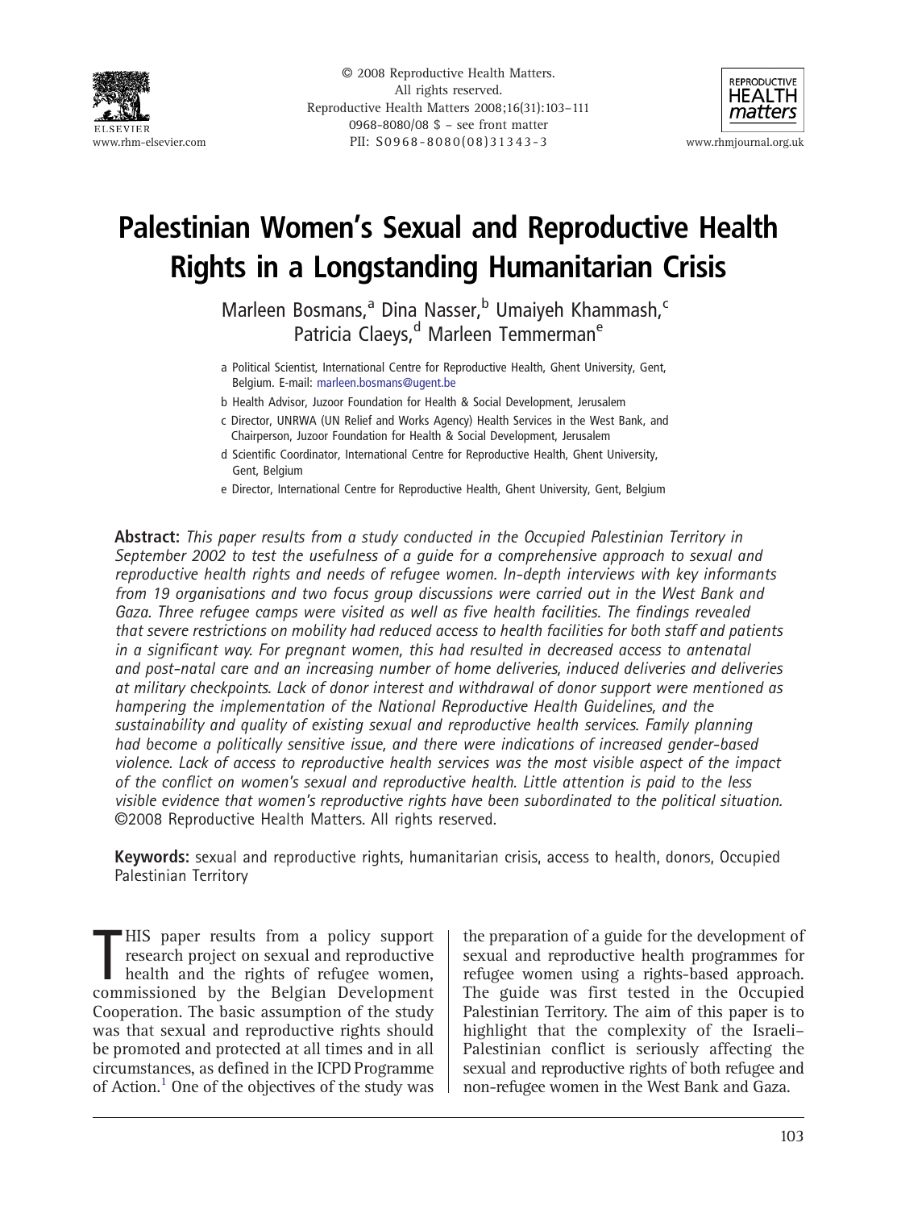# Palestinian Women's Sexual and Reproductive Health Rights in a Longstanding Humanitarian Crisis

Marleen Bosmans,[a] Dina Nasser,[b] Umaiyeh Khammash,[c] Patricia Claeys,[d] Marleen Temmerman[e]

a Political Scientist, International Centre for Reproductive Health, Ghent University, Gent, Belgium. E-mail: marleen.bosmans@ugent.be

b Health Advisor, Juzoor Foundation for Health & Social Development, Jerusalem

c Director, UNRWA (UN Relief and Works Agency) Health Services in the West Bank, and Chairperson, Juzoor Foundation for Health & Social Development, Jerusalem

d Scientific Coordinator, International Centre for Reproductive Health, Ghent University, Gent, Belgium

e Director, International Centre for Reproductive Health, Ghent University, Gent, Belgium

**Abstract:** *This paper results from a study conducted in the Occupied Palestinian Territory in September 2002 to test the usefulness of a guide for a comprehensive approach to sexual and reproductive health rights and needs of refugee women. In-depth interviews with key informants from 19 organisations and two focus group discussions were carried out in the West Bank and Gaza. Three refugee camps were visited as well as five health facilities. The findings revealed that severe restrictions on mobility had reduced access to health facilities for both staff and patients in a significant way. For pregnant women, this had resulted in decreased access to antenatal and post-natal care and an increasing number of home deliveries, induced deliveries and deliveries at military checkpoints. Lack of donor interest and withdrawal of donor support were mentioned as hampering the implementation of the National Reproductive Health Guidelines, and the sustainability and quality of existing sexual and reproductive health services. Family planning had become a politically sensitive issue, and there were indications of increased gender-based violence. Lack of access to reproductive health services was the most visible aspect of the impact of the conflict on women's sexual and reproductive health. Little attention is paid to the less visible evidence that women's reproductive rights have been subordinated to the political situation.* ©2008 Reproductive Health Matters. All rights reserved.

**Keywords:** sexual and reproductive rights, humanitarian crisis, access to health, donors, Occupied Palestinian Territory

THIS paper results from a policy support research project on sexual and reproductive health and the rights of refugee women, commissioned by the Belgian Development Cooperation. The basic assumption of the study was that sexual and reproductive rights should be promoted and protected at all times and in all circumstances, as defined in the ICPD Programme of Action.[1] One of the objectives of the study was the preparation of a guide for the development of sexual and reproductive health programmes for refugee women using a rights-based approach. The guide was first tested in the Occupied Palestinian Territory. The aim of this paper is to highlight that the complexity of the Israeli–Palestinian conflict is seriously affecting the sexual and reproductive rights of both refugee and non-refugee women in the West Bank and Gaza.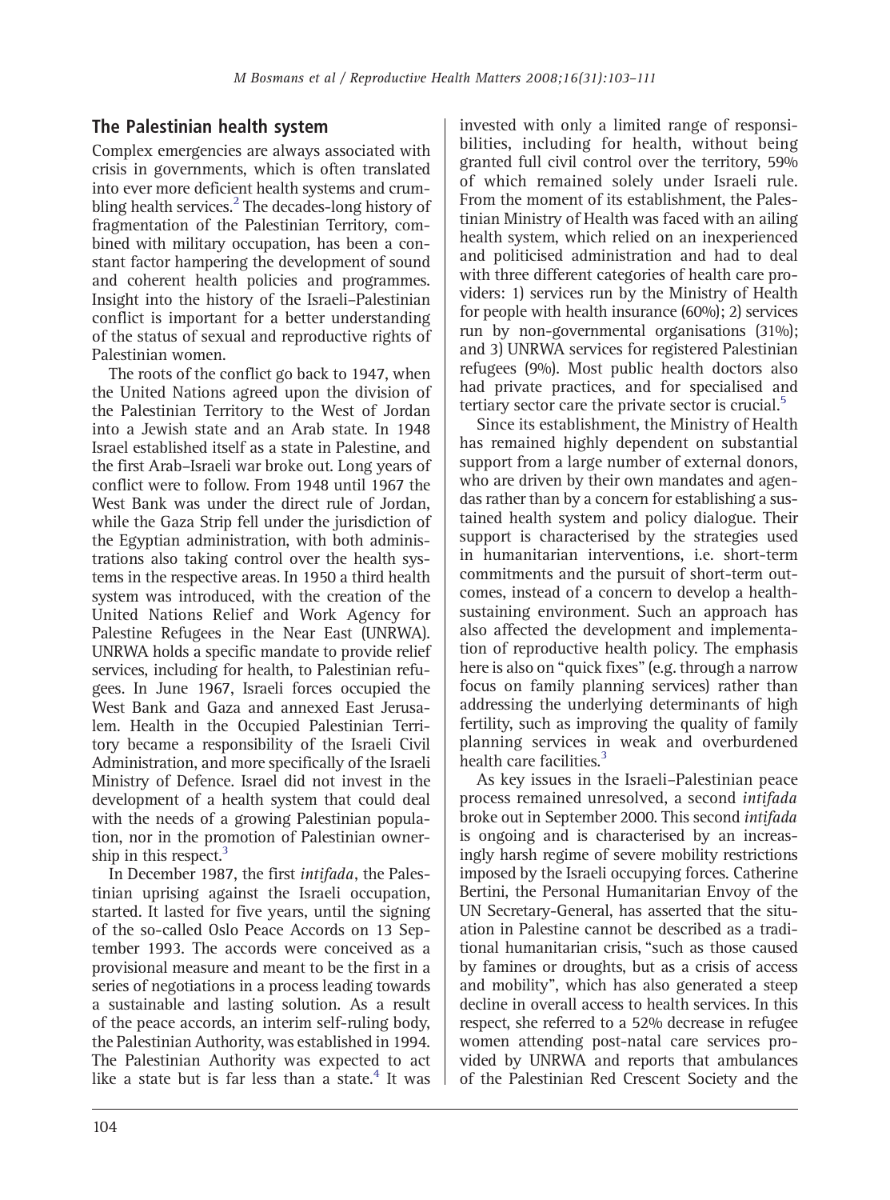## The Palestinian health system

Complex emergencies are always associated with crisis in governments, which is often translated into ever more deficient health systems and crumbling health services.[2] The decades-long history of fragmentation of the Palestinian Territory, combined with military occupation, has been a constant factor hampering the development of sound and coherent health policies and programmes. Insight into the history of the Israeli–Palestinian conflict is important for a better understanding of the status of sexual and reproductive rights of Palestinian women.

The roots of the conflict go back to 1947, when the United Nations agreed upon the division of the Palestinian Territory to the West of Jordan into a Jewish state and an Arab state. In 1948 Israel established itself as a state in Palestine, and the first Arab–Israeli war broke out. Long years of conflict were to follow. From 1948 until 1967 the West Bank was under the direct rule of Jordan, while the Gaza Strip fell under the jurisdiction of the Egyptian administration, with both administrations also taking control over the health systems in the respective areas. In 1950 a third health system was introduced, with the creation of the United Nations Relief and Work Agency for Palestine Refugees in the Near East (UNRWA). UNRWA holds a specific mandate to provide relief services, including for health, to Palestinian refugees. In June 1967, Israeli forces occupied the West Bank and Gaza and annexed East Jerusalem. Health in the Occupied Palestinian Territory became a responsibility of the Israeli Civil Administration, and more specifically of the Israeli Ministry of Defence. Israel did not invest in the development of a health system that could deal with the needs of a growing Palestinian population, nor in the promotion of Palestinian ownership in this respect.[3]

In December 1987, the first *intifada*, the Palestinian uprising against the Israeli occupation, started. It lasted for five years, until the signing of the so-called Oslo Peace Accords on 13 September 1993. The accords were conceived as a provisional measure and meant to be the first in a series of negotiations in a process leading towards a sustainable and lasting solution. As a result of the peace accords, an interim self-ruling body, the Palestinian Authority, was established in 1994. The Palestinian Authority was expected to act like a state but is far less than a state.[4] It was invested with only a limited range of responsibilities, including for health, without being granted full civil control over the territory, 59% of which remained solely under Israeli rule. From the moment of its establishment, the Palestinian Ministry of Health was faced with an ailing health system, which relied on an inexperienced and politicised administration and had to deal with three different categories of health care providers: 1) services run by the Ministry of Health for people with health insurance (60%); 2) services run by non-governmental organisations (31%); and 3) UNRWA services for registered Palestinian refugees (9%). Most public health doctors also had private practices, and for specialised and tertiary sector care the private sector is crucial.[5]

Since its establishment, the Ministry of Health has remained highly dependent on substantial support from a large number of external donors, who are driven by their own mandates and agendas rather than by a concern for establishing a sustained health system and policy dialogue. Their support is characterised by the strategies used in humanitarian interventions, i.e. short-term commitments and the pursuit of short-term outcomes, instead of a concern to develop a health-sustaining environment. Such an approach has also affected the development and implementation of reproductive health policy. The emphasis here is also on "quick fixes" (e.g. through a narrow focus on family planning services) rather than addressing the underlying determinants of high fertility, such as improving the quality of family planning services in weak and overburdened health care facilities.[3]

As key issues in the Israeli–Palestinian peace process remained unresolved, a second *intifada* broke out in September 2000. This second *intifada* is ongoing and is characterised by an increasingly harsh regime of severe mobility restrictions imposed by the Israeli occupying forces. Catherine Bertini, the Personal Humanitarian Envoy of the UN Secretary-General, has asserted that the situation in Palestine cannot be described as a traditional humanitarian crisis, "such as those caused by famines or droughts, but as a crisis of access and mobility", which has also generated a steep decline in overall access to health services. In this respect, she referred to a 52% decrease in refugee women attending post-natal care services provided by UNRWA and reports that ambulances of the Palestinian Red Crescent Society and the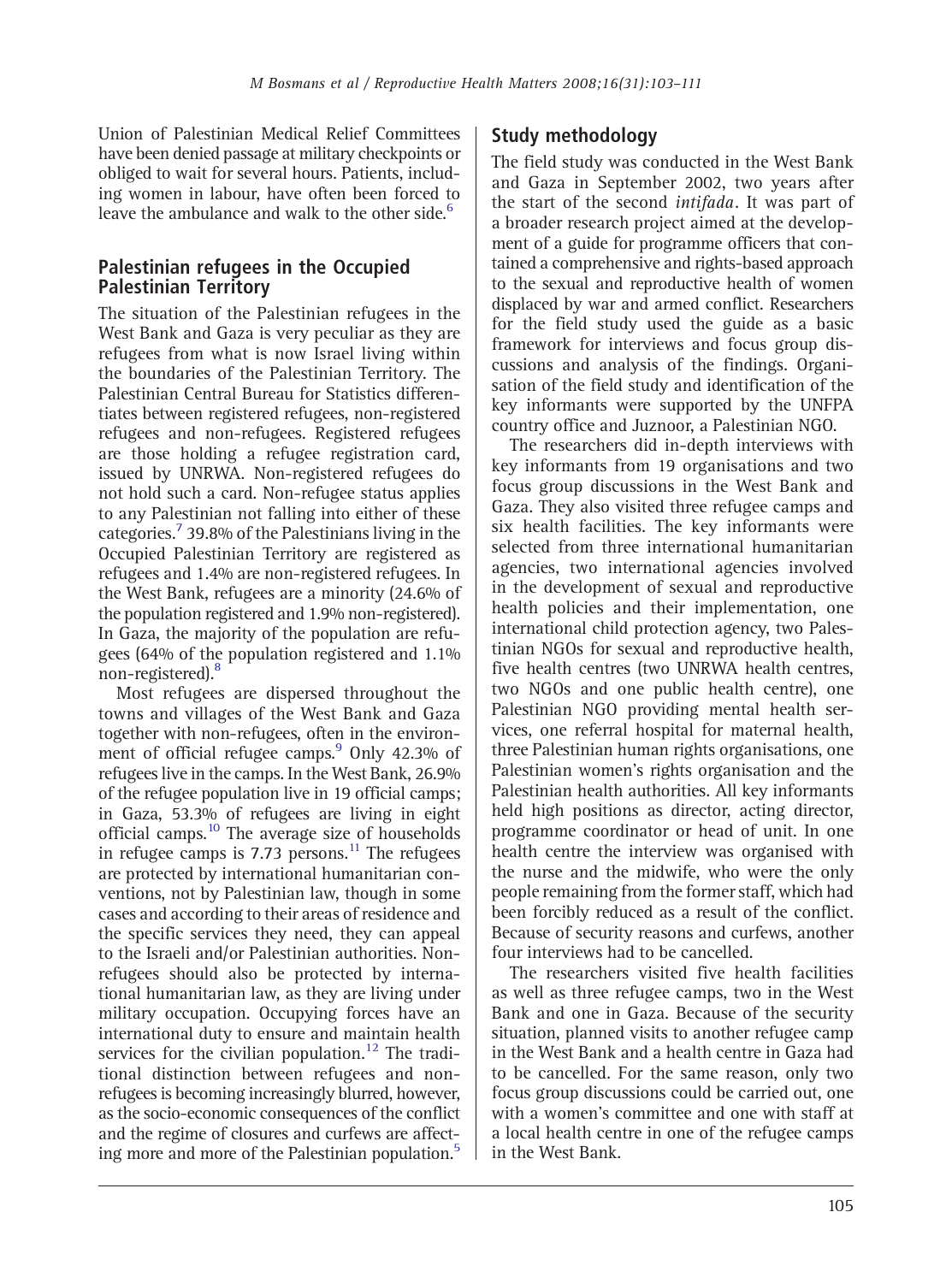Union of Palestinian Medical Relief Committees have been denied passage at military checkpoints or obliged to wait for several hours. Patients, including women in labour, have often been forced to leave the ambulance and walk to the other side.[6]

## Palestinian refugees in the Occupied Palestinian Territory

The situation of the Palestinian refugees in the West Bank and Gaza is very peculiar as they are refugees from what is now Israel living within the boundaries of the Palestinian Territory. The Palestinian Central Bureau for Statistics differentiates between registered refugees, non-registered refugees and non-refugees. Registered refugees are those holding a refugee registration card, issued by UNRWA. Non-registered refugees do not hold such a card. Non-refugee status applies to any Palestinian not falling into either of these categories.[7] 39.8% of the Palestinians living in the Occupied Palestinian Territory are registered as refugees and 1.4% are non-registered refugees. In the West Bank, refugees are a minority (24.6% of the population registered and 1.9% non-registered). In Gaza, the majority of the population are refugees (64% of the population registered and 1.1% non-registered).[8]

Most refugees are dispersed throughout the towns and villages of the West Bank and Gaza together with non-refugees, often in the environment of official refugee camps.[9] Only 42.3% of refugees live in the camps. In the West Bank, 26.9% of the refugee population live in 19 official camps; in Gaza, 53.3% of refugees are living in eight official camps.[10] The average size of households in refugee camps is 7.73 persons.[11] The refugees are protected by international humanitarian conventions, not by Palestinian law, though in some cases and according to their areas of residence and the specific services they need, they can appeal to the Israeli and/or Palestinian authorities. Non-refugees should also be protected by international humanitarian law, as they are living under military occupation. Occupying forces have an international duty to ensure and maintain health services for the civilian population.[12] The traditional distinction between refugees and non-refugees is becoming increasingly blurred, however, as the socio-economic consequences of the conflict and the regime of closures and curfews are affecting more and more of the Palestinian population.[5]

## Study methodology

The field study was conducted in the West Bank and Gaza in September 2002, two years after the start of the second *intifada*. It was part of a broader research project aimed at the development of a guide for programme officers that contained a comprehensive and rights-based approach to the sexual and reproductive health of women displaced by war and armed conflict. Researchers for the field study used the guide as a basic framework for interviews and focus group discussions and analysis of the findings. Organisation of the field study and identification of the key informants were supported by the UNFPA country office and Juznoor, a Palestinian NGO.

The researchers did in-depth interviews with key informants from 19 organisations and two focus group discussions in the West Bank and Gaza. They also visited three refugee camps and six health facilities. The key informants were selected from three international humanitarian agencies, two international agencies involved in the development of sexual and reproductive health policies and their implementation, one international child protection agency, two Palestinian NGOs for sexual and reproductive health, five health centres (two UNRWA health centres, two NGOs and one public health centre), one Palestinian NGO providing mental health services, one referral hospital for maternal health, three Palestinian human rights organisations, one Palestinian women's rights organisation and the Palestinian health authorities. All key informants held high positions as director, acting director, programme coordinator or head of unit. In one health centre the interview was organised with the nurse and the midwife, who were the only people remaining from the former staff, which had been forcibly reduced as a result of the conflict. Because of security reasons and curfews, another four interviews had to be cancelled.

The researchers visited five health facilities as well as three refugee camps, two in the West Bank and one in Gaza. Because of the security situation, planned visits to another refugee camp in the West Bank and a health centre in Gaza had to be cancelled. For the same reason, only two focus group discussions could be carried out, one with a women's committee and one with staff at a local health centre in one of the refugee camps in the West Bank.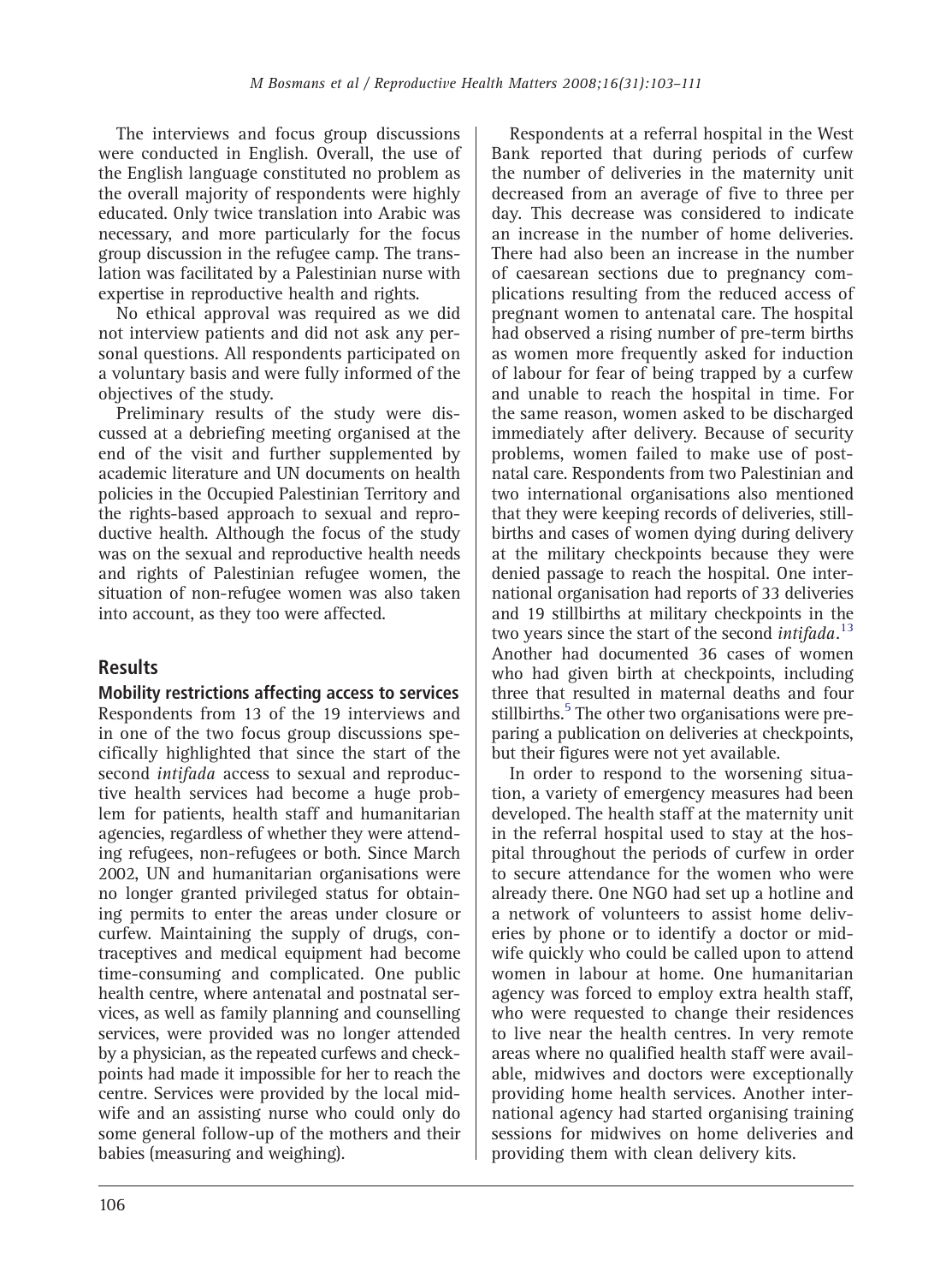The interviews and focus group discussions were conducted in English. Overall, the use of the English language constituted no problem as the overall majority of respondents were highly educated. Only twice translation into Arabic was necessary, and more particularly for the focus group discussion in the refugee camp. The translation was facilitated by a Palestinian nurse with expertise in reproductive health and rights.

No ethical approval was required as we did not interview patients and did not ask any personal questions. All respondents participated on a voluntary basis and were fully informed of the objectives of the study.

Preliminary results of the study were discussed at a debriefing meeting organised at the end of the visit and further supplemented by academic literature and UN documents on health policies in the Occupied Palestinian Territory and the rights-based approach to sexual and reproductive health. Although the focus of the study was on the sexual and reproductive health needs and rights of Palestinian refugee women, the situation of non-refugee women was also taken into account, as they too were affected.

## Results

### Mobility restrictions affecting access to services

Respondents from 13 of the 19 interviews and in one of the two focus group discussions specifically highlighted that since the start of the second *intifada* access to sexual and reproductive health services had become a huge problem for patients, health staff and humanitarian agencies, regardless of whether they were attending refugees, non-refugees or both. Since March 2002, UN and humanitarian organisations were no longer granted privileged status for obtaining permits to enter the areas under closure or curfew. Maintaining the supply of drugs, contraceptives and medical equipment had become time-consuming and complicated. One public health centre, where antenatal and postnatal services, as well as family planning and counselling services, were provided was no longer attended by a physician, as the repeated curfews and checkpoints had made it impossible for her to reach the centre. Services were provided by the local midwife and an assisting nurse who could only do some general follow-up of the mothers and their babies (measuring and weighing).

Respondents at a referral hospital in the West Bank reported that during periods of curfew the number of deliveries in the maternity unit decreased from an average of five to three per day. This decrease was considered to indicate an increase in the number of home deliveries. There had also been an increase in the number of caesarean sections due to pregnancy complications resulting from the reduced access of pregnant women to antenatal care. The hospital had observed a rising number of pre-term births as women more frequently asked for induction of labour for fear of being trapped by a curfew and unable to reach the hospital in time. For the same reason, women asked to be discharged immediately after delivery. Because of security problems, women failed to make use of postnatal care. Respondents from two Palestinian and two international organisations also mentioned that they were keeping records of deliveries, stillbirths and cases of women dying during delivery at the military checkpoints because they were denied passage to reach the hospital. One international organisation had reports of 33 deliveries and 19 stillbirths at military checkpoints in the two years since the start of the second *intifada*.[13] Another had documented 36 cases of women who had given birth at checkpoints, including three that resulted in maternal deaths and four stillbirths.[5] The other two organisations were preparing a publication on deliveries at checkpoints, but their figures were not yet available.

In order to respond to the worsening situation, a variety of emergency measures had been developed. The health staff at the maternity unit in the referral hospital used to stay at the hospital throughout the periods of curfew in order to secure attendance for the women who were already there. One NGO had set up a hotline and a network of volunteers to assist home deliveries by phone or to identify a doctor or midwife quickly who could be called upon to attend women in labour at home. One humanitarian agency was forced to employ extra health staff, who were requested to change their residences to live near the health centres. In very remote areas where no qualified health staff were available, midwives and doctors were exceptionally providing home health services. Another international agency had started organising training sessions for midwives on home deliveries and providing them with clean delivery kits.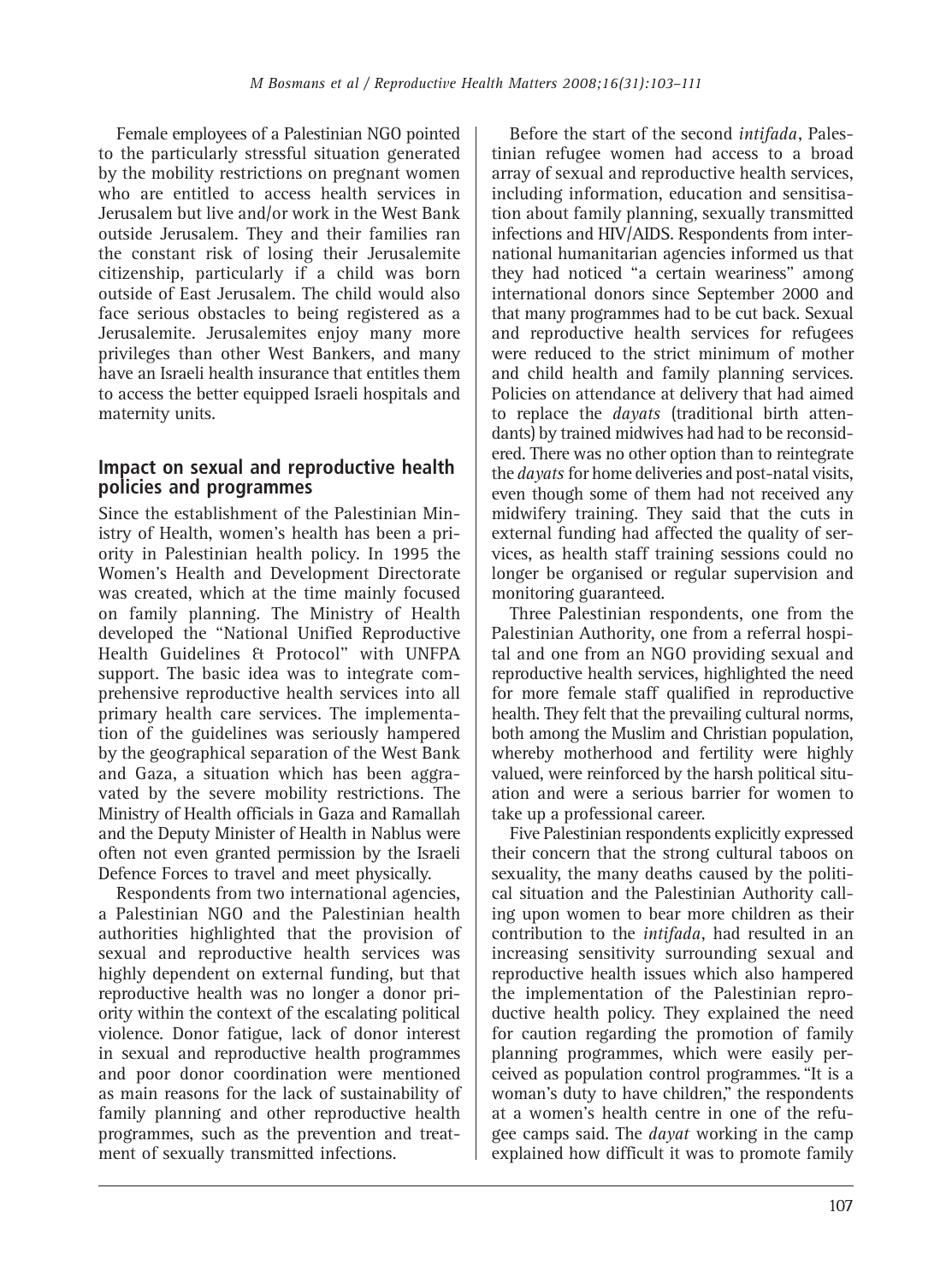Female employees of a Palestinian NGO pointed to the particularly stressful situation generated by the mobility restrictions on pregnant women who are entitled to access health services in Jerusalem but live and/or work in the West Bank outside Jerusalem. They and their families ran the constant risk of losing their Jerusalemite citizenship, particularly if a child was born outside of East Jerusalem. The child would also face serious obstacles to being registered as a Jerusalemite. Jerusalemites enjoy many more privileges than other West Bankers, and many have an Israeli health insurance that entitles them to access the better equipped Israeli hospitals and maternity units.

## Impact on sexual and reproductive health policies and programmes

Since the establishment of the Palestinian Ministry of Health, women's health has been a priority in Palestinian health policy. In 1995 the Women's Health and Development Directorate was created, which at the time mainly focused on family planning. The Ministry of Health developed the "National Unified Reproductive Health Guidelines & Protocol" with UNFPA support. The basic idea was to integrate comprehensive reproductive health services into all primary health care services. The implementation of the guidelines was seriously hampered by the geographical separation of the West Bank and Gaza, a situation which has been aggravated by the severe mobility restrictions. The Ministry of Health officials in Gaza and Ramallah and the Deputy Minister of Health in Nablus were often not even granted permission by the Israeli Defence Forces to travel and meet physically.

Respondents from two international agencies, a Palestinian NGO and the Palestinian health authorities highlighted that the provision of sexual and reproductive health services was highly dependent on external funding, but that reproductive health was no longer a donor priority within the context of the escalating political violence. Donor fatigue, lack of donor interest in sexual and reproductive health programmes and poor donor coordination were mentioned as main reasons for the lack of sustainability of family planning and other reproductive health programmes, such as the prevention and treatment of sexually transmitted infections.

Before the start of the second *intifada*, Palestinian refugee women had access to a broad array of sexual and reproductive health services, including information, education and sensitisation about family planning, sexually transmitted infections and HIV/AIDS. Respondents from international humanitarian agencies informed us that they had noticed "a certain weariness" among international donors since September 2000 and that many programmes had to be cut back. Sexual and reproductive health services for refugees were reduced to the strict minimum of mother and child health and family planning services. Policies on attendance at delivery that had aimed to replace the *dayats* (traditional birth attendants) by trained midwives had had to be reconsidered. There was no other option than to reintegrate the *dayats* for home deliveries and post-natal visits, even though some of them had not received any midwifery training. They said that the cuts in external funding had affected the quality of services, as health staff training sessions could no longer be organised or regular supervision and monitoring guaranteed.

Three Palestinian respondents, one from the Palestinian Authority, one from a referral hospital and one from an NGO providing sexual and reproductive health services, highlighted the need for more female staff qualified in reproductive health. They felt that the prevailing cultural norms, both among the Muslim and Christian population, whereby motherhood and fertility were highly valued, were reinforced by the harsh political situation and were a serious barrier for women to take up a professional career.

Five Palestinian respondents explicitly expressed their concern that the strong cultural taboos on sexuality, the many deaths caused by the political situation and the Palestinian Authority calling upon women to bear more children as their contribution to the *intifada*, had resulted in an increasing sensitivity surrounding sexual and reproductive health issues which also hampered the implementation of the Palestinian reproductive health policy. They explained the need for caution regarding the promotion of family planning programmes, which were easily perceived as population control programmes. "It is a woman's duty to have children," the respondents at a women's health centre in one of the refugee camps said. The *dayat* working in the camp explained how difficult it was to promote family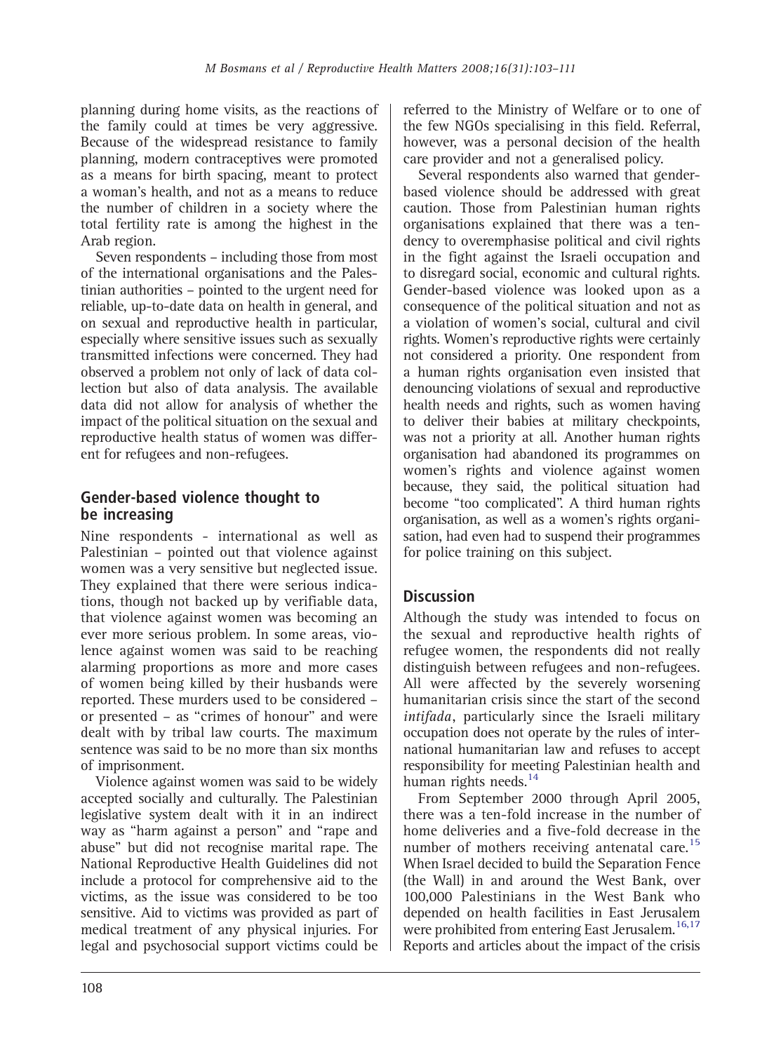planning during home visits, as the reactions of the family could at times be very aggressive. Because of the widespread resistance to family planning, modern contraceptives were promoted as a means for birth spacing, meant to protect a woman's health, and not as a means to reduce the number of children in a society where the total fertility rate is among the highest in the Arab region.

Seven respondents – including those from most of the international organisations and the Palestinian authorities – pointed to the urgent need for reliable, up-to-date data on health in general, and on sexual and reproductive health in particular, especially where sensitive issues such as sexually transmitted infections were concerned. They had observed a problem not only of lack of data collection but also of data analysis. The available data did not allow for analysis of whether the impact of the political situation on the sexual and reproductive health status of women was different for refugees and non-refugees.

## Gender-based violence thought to be increasing

Nine respondents - international as well as Palestinian – pointed out that violence against women was a very sensitive but neglected issue. They explained that there were serious indications, though not backed up by verifiable data, that violence against women was becoming an ever more serious problem. In some areas, violence against women was said to be reaching alarming proportions as more and more cases of women being killed by their husbands were reported. These murders used to be considered – or presented – as "crimes of honour" and were dealt with by tribal law courts. The maximum sentence was said to be no more than six months of imprisonment.

Violence against women was said to be widely accepted socially and culturally. The Palestinian legislative system dealt with it in an indirect way as "harm against a person" and "rape and abuse" but did not recognise marital rape. The National Reproductive Health Guidelines did not include a protocol for comprehensive aid to the victims, as the issue was considered to be too sensitive. Aid to victims was provided as part of medical treatment of any physical injuries. For legal and psychosocial support victims could be referred to the Ministry of Welfare or to one of the few NGOs specialising in this field. Referral, however, was a personal decision of the health care provider and not a generalised policy.

Several respondents also warned that gender-based violence should be addressed with great caution. Those from Palestinian human rights organisations explained that there was a tendency to overemphasise political and civil rights in the fight against the Israeli occupation and to disregard social, economic and cultural rights. Gender-based violence was looked upon as a consequence of the political situation and not as a violation of women's social, cultural and civil rights. Women's reproductive rights were certainly not considered a priority. One respondent from a human rights organisation even insisted that denouncing violations of sexual and reproductive health needs and rights, such as women having to deliver their babies at military checkpoints, was not a priority at all. Another human rights organisation had abandoned its programmes on women's rights and violence against women because, they said, the political situation had become "too complicated". A third human rights organisation, as well as a women's rights organisation, had even had to suspend their programmes for police training on this subject.

## Discussion

Although the study was intended to focus on the sexual and reproductive health rights of refugee women, the respondents did not really distinguish between refugees and non-refugees. All were affected by the severely worsening humanitarian crisis since the start of the second *intifada*, particularly since the Israeli military occupation does not operate by the rules of international humanitarian law and refuses to accept responsibility for meeting Palestinian health and human rights needs.[14]

From September 2000 through April 2005, there was a ten-fold increase in the number of home deliveries and a five-fold decrease in the number of mothers receiving antenatal care.[15] When Israel decided to build the Separation Fence (the Wall) in and around the West Bank, over 100,000 Palestinians in the West Bank who depended on health facilities in East Jerusalem were prohibited from entering East Jerusalem.[16,17] Reports and articles about the impact of the crisis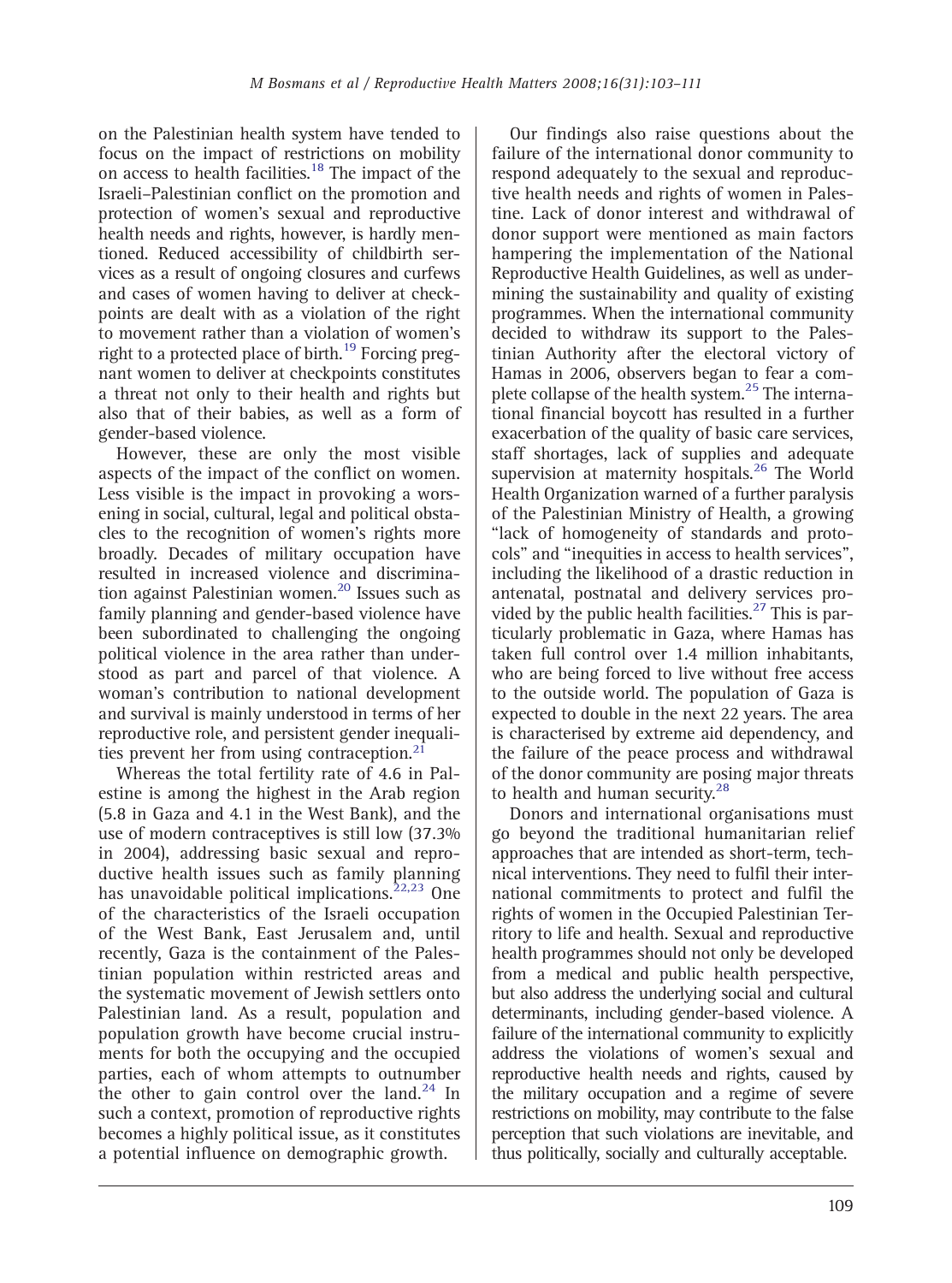on the Palestinian health system have tended to focus on the impact of restrictions on mobility on access to health facilities.[18] The impact of the Israeli–Palestinian conflict on the promotion and protection of women's sexual and reproductive health needs and rights, however, is hardly mentioned. Reduced accessibility of childbirth services as a result of ongoing closures and curfews and cases of women having to deliver at checkpoints are dealt with as a violation of the right to movement rather than a violation of women's right to a protected place of birth.[19] Forcing pregnant women to deliver at checkpoints constitutes a threat not only to their health and rights but also that of their babies, as well as a form of gender-based violence.

However, these are only the most visible aspects of the impact of the conflict on women. Less visible is the impact in provoking a worsening in social, cultural, legal and political obstacles to the recognition of women's rights more broadly. Decades of military occupation have resulted in increased violence and discrimination against Palestinian women.[20] Issues such as family planning and gender-based violence have been subordinated to challenging the ongoing political violence in the area rather than understood as part and parcel of that violence. A woman's contribution to national development and survival is mainly understood in terms of her reproductive role, and persistent gender inequalities prevent her from using contraception.[21]

Whereas the total fertility rate of 4.6 in Palestine is among the highest in the Arab region (5.8 in Gaza and 4.1 in the West Bank), and the use of modern contraceptives is still low (37.3% in 2004), addressing basic sexual and reproductive health issues such as family planning has unavoidable political implications.[22,23] One of the characteristics of the Israeli occupation of the West Bank, East Jerusalem and, until recently, Gaza is the containment of the Palestinian population within restricted areas and the systematic movement of Jewish settlers onto Palestinian land. As a result, population and population growth have become crucial instruments for both the occupying and the occupied parties, each of whom attempts to outnumber the other to gain control over the land.[24] In such a context, promotion of reproductive rights becomes a highly political issue, as it constitutes a potential influence on demographic growth.

Our findings also raise questions about the failure of the international donor community to respond adequately to the sexual and reproductive health needs and rights of women in Palestine. Lack of donor interest and withdrawal of donor support were mentioned as main factors hampering the implementation of the National Reproductive Health Guidelines, as well as undermining the sustainability and quality of existing programmes. When the international community decided to withdraw its support to the Palestinian Authority after the electoral victory of Hamas in 2006, observers began to fear a complete collapse of the health system.[25] The international financial boycott has resulted in a further exacerbation of the quality of basic care services, staff shortages, lack of supplies and adequate supervision at maternity hospitals.[26] The World Health Organization warned of a further paralysis of the Palestinian Ministry of Health, a growing "lack of homogeneity of standards and protocols" and "inequities in access to health services", including the likelihood of a drastic reduction in antenatal, postnatal and delivery services provided by the public health facilities.[27] This is particularly problematic in Gaza, where Hamas has taken full control over 1.4 million inhabitants, who are being forced to live without free access to the outside world. The population of Gaza is expected to double in the next 22 years. The area is characterised by extreme aid dependency, and the failure of the peace process and withdrawal of the donor community are posing major threats to health and human security.[28]

Donors and international organisations must go beyond the traditional humanitarian relief approaches that are intended as short-term, technical interventions. They need to fulfil their international commitments to protect and fulfil the rights of women in the Occupied Palestinian Territory to life and health. Sexual and reproductive health programmes should not only be developed from a medical and public health perspective, but also address the underlying social and cultural determinants, including gender-based violence. A failure of the international community to explicitly address the violations of women's sexual and reproductive health needs and rights, caused by the military occupation and a regime of severe restrictions on mobility, may contribute to the false perception that such violations are inevitable, and thus politically, socially and culturally acceptable.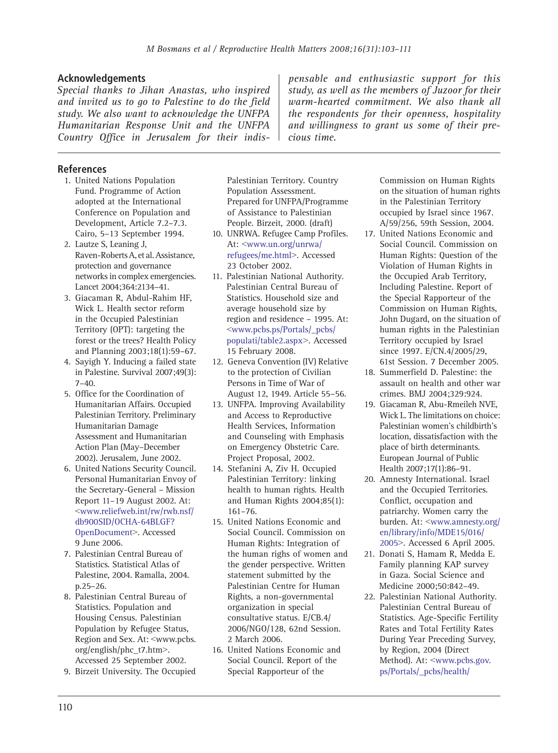## Acknowledgements

*Special thanks to Jihan Anastas, who inspired and invited us to go to Palestine to do the field study. We also want to acknowledge the UNFPA Humanitarian Response Unit and the UNFPA Country Office in Jerusalem for their indispensable and enthusiastic support for this study, as well as the members of Juzoor for their warm-hearted commitment. We also thank all the respondents for their openness, hospitality and willingness to grant us some of their precious time.*

## References

1. United Nations Population Fund. Programme of Action adopted at the International Conference on Population and Development, Article 7.2–7.3. Cairo, 5–13 September 1994.
2. Lautze S, Leaning J, Raven-Roberts A, et al. Assistance, protection and governance networks in complex emergencies. Lancet 2004;364:2134–41.
3. Giacaman R, Abdul-Rahim HF, Wick L. Health sector reform in the Occupied Palestinian Territory (OPT): targeting the forest or the trees? Health Policy and Planning 2003;18(1):59–67.
4. Sayigh Y. Inducing a failed state in Palestine. Survival 2007;49(3): 7–40.
5. Office for the Coordination of Humanitarian Affairs. Occupied Palestinian Territory. Preliminary Humanitarian Damage Assessment and Humanitarian Action Plan (May–December 2002). Jerusalem, June 2002.
6. United Nations Security Council. Personal Humanitarian Envoy of the Secretary-General – Mission Report 11–19 August 2002. At: <www.reliefweb.int/rw/rwb.nsf/db900SID/OCHA-64BLGF?OpenDocument>. Accessed 9 June 2006.
7. Palestinian Central Bureau of Statistics. Statistical Atlas of Palestine, 2004. Ramalla, 2004. p.25–26.
8. Palestinian Central Bureau of Statistics. Population and Housing Census. Palestinian Population by Refugee Status, Region and Sex. At: <www.pcbs.org/english/phc_t7.htm>. Accessed 25 September 2002.
9. Birzeit University. The Occupied Palestinian Territory. Country Population Assessment. Prepared for UNFPA/Programme of Assistance to Palestinian People. Birzeit, 2000. (draft)
10. UNRWA. Refugee Camp Profiles. At: <www.un.org/unrwa/refugees/me.html>. Accessed 23 October 2002.
11. Palestinian National Authority. Palestinian Central Bureau of Statistics. Household size and average household size by region and residence – 1995. At: <www.pcbs.ps/Portals/_pcbs/populati/table2.aspx>. Accessed 15 February 2008.
12. Geneva Convention (IV) Relative to the protection of Civilian Persons in Time of War of August 12, 1949. Article 55–56.
13. UNFPA. Improving Availability and Access to Reproductive Health Services, Information and Counseling with Emphasis on Emergency Obstetric Care. Project Proposal, 2002.
14. Stefanini A, Ziv H. Occupied Palestinian Territory: linking health to human rights. Health and Human Rights 2004;85(1): 161–76.
15. United Nations Economic and Social Council. Commission on Human Rights: Integration of the human righs of women and the gender perspective. Written statement submitted by the Palestinian Centre for Human Rights, a non-governmental organization in special consultative status. E/CB.4/2006/NGO/128, 62nd Session. 2 March 2006.
16. United Nations Economic and Social Council. Report of the Special Rapporteur of the Commission on Human Rights on the situation of human rights in the Palestinian Territory occupied by Israel since 1967. A/59/256, 59th Session, 2004.
17. United Nations Economic and Social Council. Commission on Human Rights: Question of the Violation of Human Rights in the Occupied Arab Territory, Including Palestine. Report of the Special Rapporteur of the Commission on Human Rights, John Dugard, on the situation of human rights in the Palestinian Territory occupied by Israel since 1997. E/CN.4/2005/29, 61st Session. 7 December 2005.
18. Summerfield D. Palestine: the assault on health and other war crimes. BMJ 2004;329:924.
19. Giacaman R, Abu-Rmeileh NVE, Wick L. The limitations on choice: Palestinian women's childbirth's location, dissatisfaction with the place of birth determinants. European Journal of Public Health 2007;17(1):86–91.
20. Amnesty International. Israel and the Occupied Territories. Conflict, occupation and patriarchy. Women carry the burden. At: <www.amnesty.org/en/library/info/MDE15/016/2005>. Accessed 6 April 2005.
21. Donati S, Hamam R, Medda E. Family planning KAP survey in Gaza. Social Science and Medicine 2000;50:842–49.
22. Palestinian National Authority. Palestinian Central Bureau of Statistics. Age-Specific Fertility Rates and Total Fertility Rates During Year Preceding Survey, by Region, 2004 (Direct Method). At: <www.pcbs.gov.ps/Portals/_pcbs/health/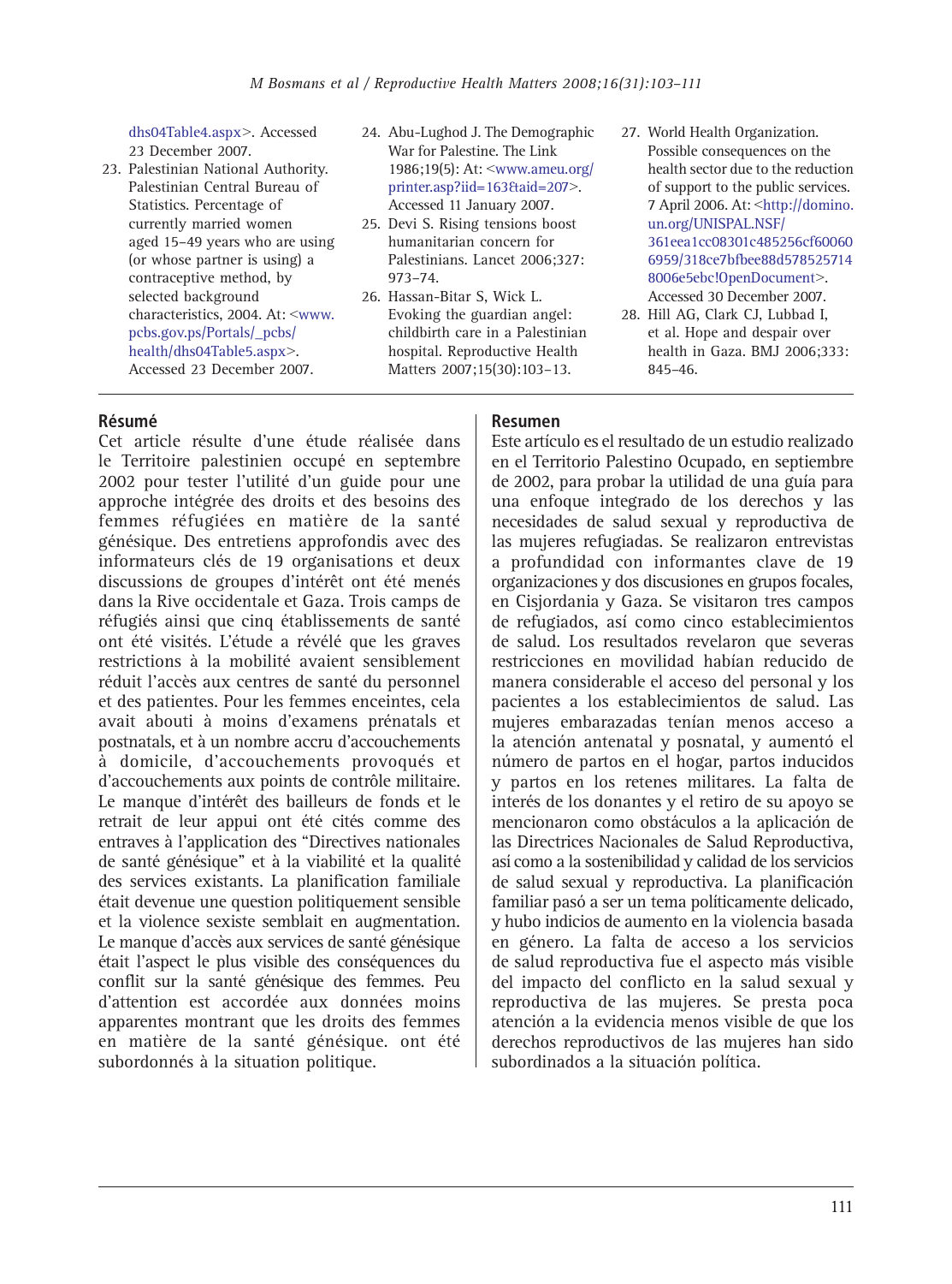dhs04Table4.aspx>. Accessed 23 December 2007.

23. Palestinian National Authority. Palestinian Central Bureau of Statistics. Percentage of currently married women aged 15–49 years who are using (or whose partner is using) a contraceptive method, by selected background characteristics, 2004. At: <www.pcbs.gov.ps/Portals/_pcbs/health/dhs04Table5.aspx>. Accessed 23 December 2007.
24. Abu-Lughod J. The Demographic War for Palestine. The Link 1986;19(5): At: <www.ameu.org/printer.asp?iid=163&aid=207>. Accessed 11 January 2007.
25. Devi S. Rising tensions boost humanitarian concern for Palestinians. Lancet 2006;327: 973–74.
26. Hassan-Bitar S, Wick L. Evoking the guardian angel: childbirth care in a Palestinian hospital. Reproductive Health Matters 2007;15(30):103–13.
27. World Health Organization. Possible consequences on the health sector due to the reduction of support to the public services. 7 April 2006. At: <http://domino.un.org/UNISPAL.NSF/361eea1cc08301c485256cf600606959/318ce7bfbee88d5785257148006e5ebc!OpenDocument>. Accessed 30 December 2007.
28. Hill AG, Clark CJ, Lubbad I, et al. Hope and despair over health in Gaza. BMJ 2006;333: 845–46.

## Résumé

Cet article résulte d'une étude réalisée dans le Territoire palestinien occupé en septembre 2002 pour tester l'utilité d'un guide pour une approche intégrée des droits et des besoins des femmes réfugiées en matière de la santé génésique. Des entretiens approfondis avec des informateurs clés de 19 organisations et deux discussions de groupes d'intérêt ont été menés dans la Rive occidentale et Gaza. Trois camps de réfugiés ainsi que cinq établissements de santé ont été visités. L'étude a révélé que les graves restrictions à la mobilité avaient sensiblement réduit l'accès aux centres de santé du personnel et des patientes. Pour les femmes enceintes, cela avait abouti à moins d'examens prénatals et postnatals, et à un nombre accru d'accouchements à domicile, d'accouchements provoqués et d'accouchements aux points de contrôle militaire. Le manque d'intérêt des bailleurs de fonds et le retrait de leur appui ont été cités comme des entraves à l'application des "Directives nationales de santé génésique" et à la viabilité et la qualité des services existants. La planification familiale était devenue une question politiquement sensible et la violence sexiste semblait en augmentation. Le manque d'accès aux services de santé génésique était l'aspect le plus visible des conséquences du conflit sur la santé génésique des femmes. Peu d'attention est accordée aux données moins apparentes montrant que les droits des femmes en matière de la santé génésique. ont été subordonnés à la situation politique.

## Resumen

Este artículo es el resultado de un estudio realizado en el Territorio Palestino Ocupado, en septiembre de 2002, para probar la utilidad de una guía para una enfoque integrado de los derechos y las necesidades de salud sexual y reproductiva de las mujeres refugiadas. Se realizaron entrevistas a profundidad con informantes clave de 19 organizaciones y dos discusiones en grupos focales, en Cisjordania y Gaza. Se visitaron tres campos de refugiados, así como cinco establecimientos de salud. Los resultados revelaron que severas restricciones en movilidad habían reducido de manera considerable el acceso del personal y los pacientes a los establecimientos de salud. Las mujeres embarazadas tenían menos acceso a la atención antenatal y posnatal, y aumentó el número de partos en el hogar, partos inducidos y partos en los retenes militares. La falta de interés de los donantes y el retiro de su apoyo se mencionaron como obstáculos a la aplicación de las Directrices Nacionales de Salud Reproductiva, así como a la sostenibilidad y calidad de los servicios de salud sexual y reproductiva. La planificación familiar pasó a ser un tema políticamente delicado, y hubo indicios de aumento en la violencia basada en género. La falta de acceso a los servicios de salud reproductiva fue el aspecto más visible del impacto del conflicto en la salud sexual y reproductiva de las mujeres. Se presta poca atención a la evidencia menos visible de que los derechos reproductivos de las mujeres han sido subordinados a la situación política.